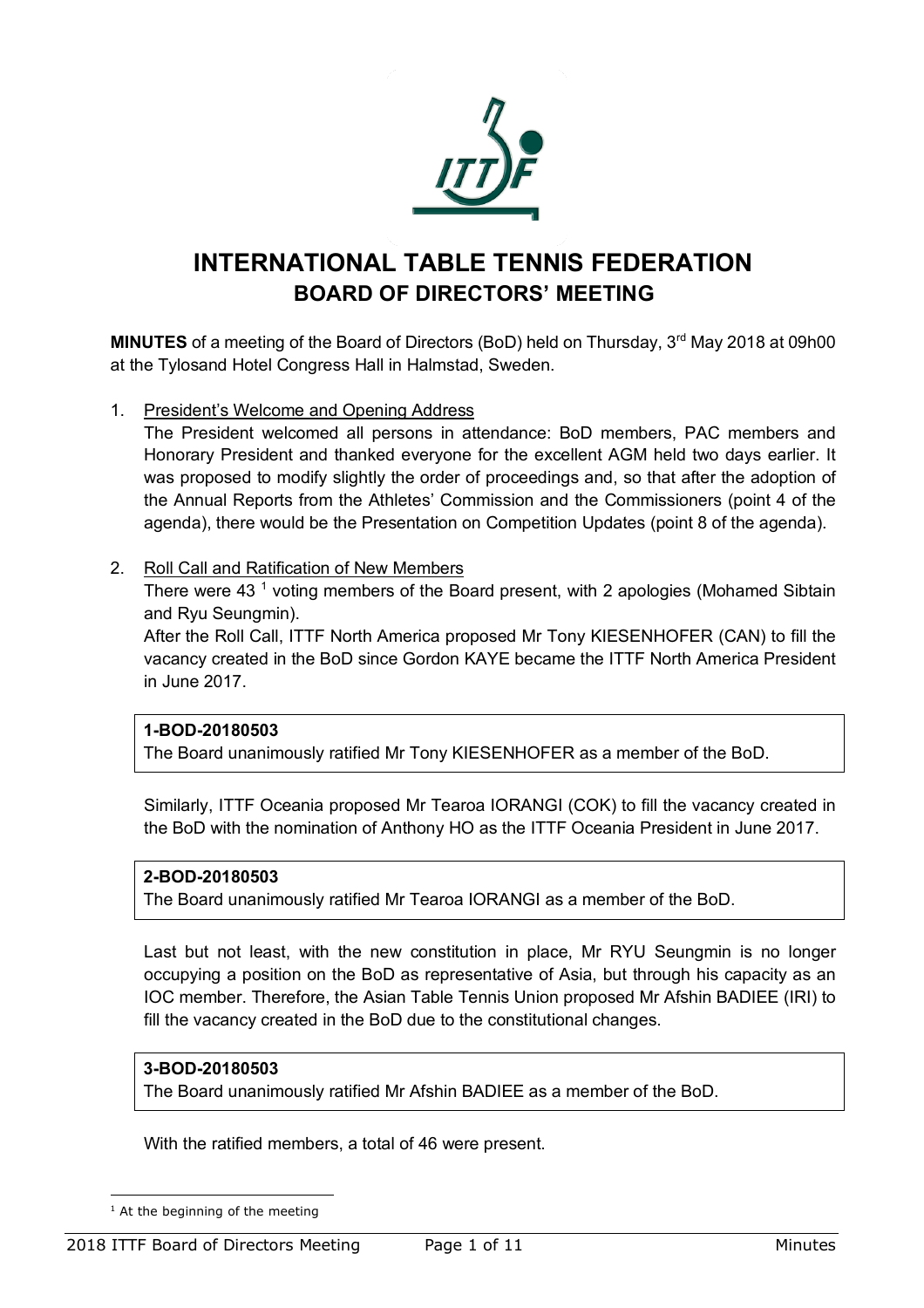# INTERNATIONAL TABLE TENNIS FEDERATION
## BOARD OF DIRECTORS' MEETING

**MINUTES** of a meeting of the Board of Directors (BoD) held on Thursday, 3rd May 2018 at 09h00 at the Tylosand Hotel Congress Hall in Halmstad, Sweden.

1. President's Welcome and Opening Address

   The President welcomed all persons in attendance: BoD members, PAC members and Honorary President and thanked everyone for the excellent AGM held two days earlier. It was proposed to modify slightly the order of proceedings and, so that after the adoption of the Annual Reports from the Athletes' Commission and the Commissioners (point 4 of the agenda), there would be the Presentation on Competition Updates (point 8 of the agenda).

2. Roll Call and Ratification of New Members

   There were 43 [1] voting members of the Board present, with 2 apologies (Mohamed Sibtain and Ryu Seungmin).

   After the Roll Call, ITTF North America proposed Mr Tony KIESENHOFER (CAN) to fill the vacancy created in the BoD since Gordon KAYE became the ITTF North America President in June 2017.

   > **1-BOD-20180503**
   > The Board unanimously ratified Mr Tony KIESENHOFER as a member of the BoD.

   Similarly, ITTF Oceania proposed Mr Tearoa IORANGI (COK) to fill the vacancy created in the BoD with the nomination of Anthony HO as the ITTF Oceania President in June 2017.

   > **2-BOD-20180503**
   > The Board unanimously ratified Mr Tearoa IORANGI as a member of the BoD.

   Last but not least, with the new constitution in place, Mr RYU Seungmin is no longer occupying a position on the BoD as representative of Asia, but through his capacity as an IOC member. Therefore, the Asian Table Tennis Union proposed Mr Afshin BADIEE (IRI) to fill the vacancy created in the BoD due to the constitutional changes.

   > **3-BOD-20180503**
   > The Board unanimously ratified Mr Afshin BADIEE as a member of the BoD.

   With the ratified members, a total of 46 were present.

[1] At the beginning of the meeting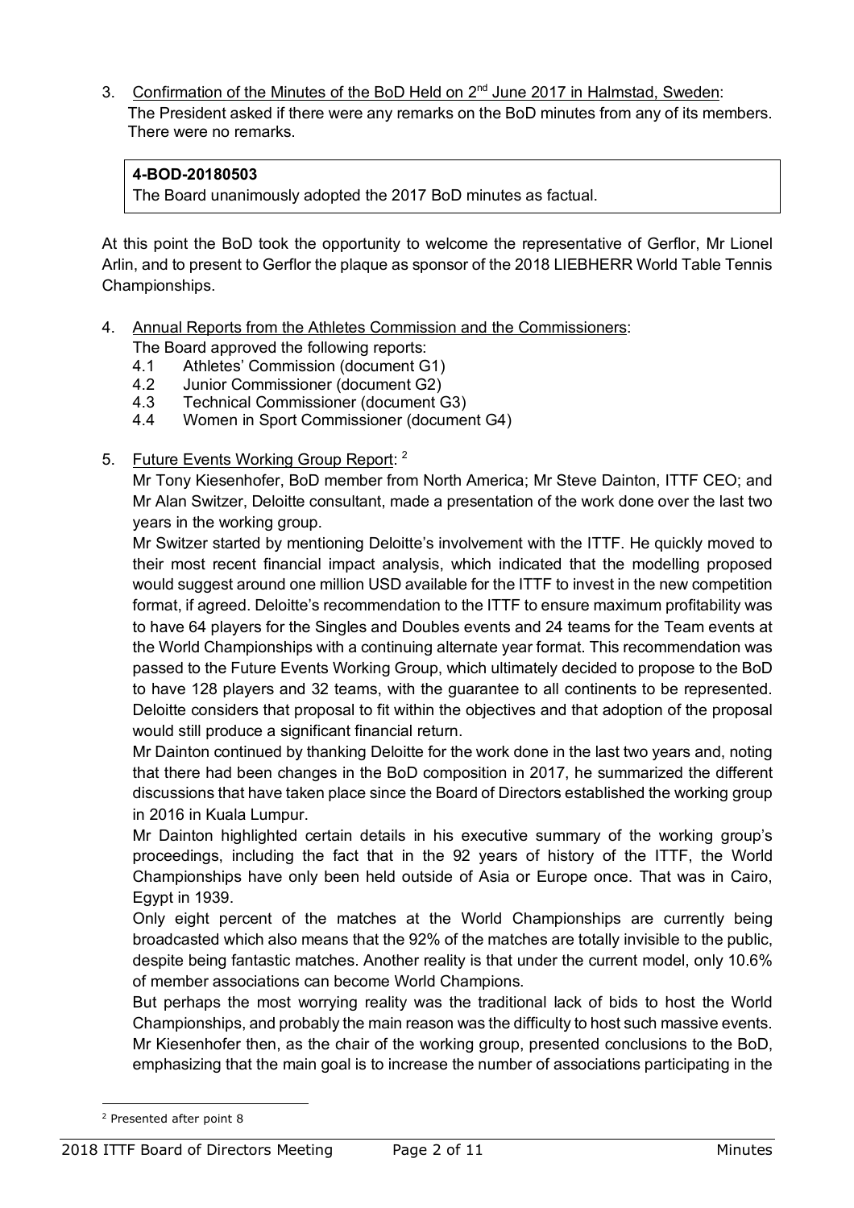3. <u>Confirmation of the Minutes of the BoD Held on 2nd June 2017 in Halmstad, Sweden</u>:
   The President asked if there were any remarks on the BoD minutes from any of its members. There were no remarks.

> **4-BOD-20180503**
> The Board unanimously adopted the 2017 BoD minutes as factual.

At this point the BoD took the opportunity to welcome the representative of Gerflor, Mr Lionel Arlin, and to present to Gerflor the plaque as sponsor of the 2018 LIEBHERR World Table Tennis Championships.

4. <u>Annual Reports from the Athletes Commission and the Commissioners</u>:
   The Board approved the following reports:
   - 4.1 Athletes' Commission (document G1)
   - 4.2 Junior Commissioner (document G2)
   - 4.3 Technical Commissioner (document G3)
   - 4.4 Women in Sport Commissioner (document G4)

5. <u>Future Events Working Group Report</u>: [2]
   Mr Tony Kiesenhofer, BoD member from North America; Mr Steve Dainton, ITTF CEO; and Mr Alan Switzer, Deloitte consultant, made a presentation of the work done over the last two years in the working group.
   Mr Switzer started by mentioning Deloitte's involvement with the ITTF. He quickly moved to their most recent financial impact analysis, which indicated that the modelling proposed would suggest around one million USD available for the ITTF to invest in the new competition format, if agreed. Deloitte's recommendation to the ITTF to ensure maximum profitability was to have 64 players for the Singles and Doubles events and 24 teams for the Team events at the World Championships with a continuing alternate year format. This recommendation was passed to the Future Events Working Group, which ultimately decided to propose to the BoD to have 128 players and 32 teams, with the guarantee to all continents to be represented. Deloitte considers that proposal to fit within the objectives and that adoption of the proposal would still produce a significant financial return.
   Mr Dainton continued by thanking Deloitte for the work done in the last two years and, noting that there had been changes in the BoD composition in 2017, he summarized the different discussions that have taken place since the Board of Directors established the working group in 2016 in Kuala Lumpur.
   Mr Dainton highlighted certain details in his executive summary of the working group's proceedings, including the fact that in the 92 years of history of the ITTF, the World Championships have only been held outside of Asia or Europe once. That was in Cairo, Egypt in 1939.
   Only eight percent of the matches at the World Championships are currently being broadcasted which also means that the 92% of the matches are totally invisible to the public, despite being fantastic matches. Another reality is that under the current model, only 10.6% of member associations can become World Champions.
   But perhaps the most worrying reality was the traditional lack of bids to host the World Championships, and probably the main reason was the difficulty to host such massive events.
   Mr Kiesenhofer then, as the chair of the working group, presented conclusions to the BoD, emphasizing that the main goal is to increase the number of associations participating in the

[2] Presented after point 8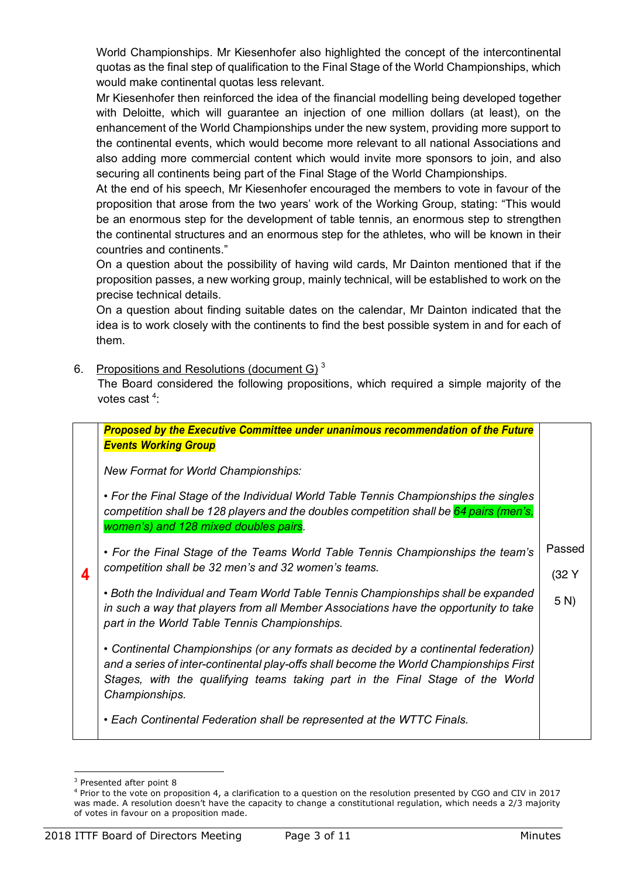World Championships. Mr Kiesenhofer also highlighted the concept of the intercontinental quotas as the final step of qualification to the Final Stage of the World Championships, which would make continental quotas less relevant.

Mr Kiesenhofer then reinforced the idea of the financial modelling being developed together with Deloitte, which will guarantee an injection of one million dollars (at least), on the enhancement of the World Championships under the new system, providing more support to the continental events, which would become more relevant to all national Associations and also adding more commercial content which would invite more sponsors to join, and also securing all continents being part of the Final Stage of the World Championships.

At the end of his speech, Mr Kiesenhofer encouraged the members to vote in favour of the proposition that arose from the two years' work of the Working Group, stating: "This would be an enormous step for the development of table tennis, an enormous step to strengthen the continental structures and an enormous step for the athletes, who will be known in their countries and continents."

On a question about the possibility of having wild cards, Mr Dainton mentioned that if the proposition passes, a new working group, mainly technical, will be established to work on the precise technical details.

On a question about finding suitable dates on the calendar, Mr Dainton indicated that the idea is to work closely with the continents to find the best possible system in and for each of them.

6. Propositions and Resolutions (document G) [3]

The Board considered the following propositions, which required a simple majority of the votes cast [4]:

| | | |
|---|---|---|
| **4** | ***Proposed by the Executive Committee under unanimous recommendation of the Future Events Working Group***<br><br>*New Format for World Championships:*<br><br>*• For the Final Stage of the Individual World Table Tennis Championships the singles competition shall be 128 players and the doubles competition shall be 64 pairs (men's, women's) and 128 mixed doubles pairs.*<br><br>*• For the Final Stage of the Teams World Table Tennis Championships the team's competition shall be 32 men's and 32 women's teams.*<br><br>*• Both the Individual and Team World Table Tennis Championships shall be expanded in such a way that players from all Member Associations have the opportunity to take part in the World Table Tennis Championships.*<br><br>*• Continental Championships (or any formats as decided by a continental federation) and a series of inter-continental play-offs shall become the World Championships First Stages, with the qualifying teams taking part in the Final Stage of the World Championships.*<br><br>*• Each Continental Federation shall be represented at the WTTC Finals.* | Passed<br><br>(32 Y<br><br>5 N) |

[3] Presented after point 8

[4] Prior to the vote on proposition 4, a clarification to a question on the resolution presented by CGO and CIV in 2017 was made. A resolution doesn't have the capacity to change a constitutional regulation, which needs a 2/3 majority of votes in favour on a proposition made.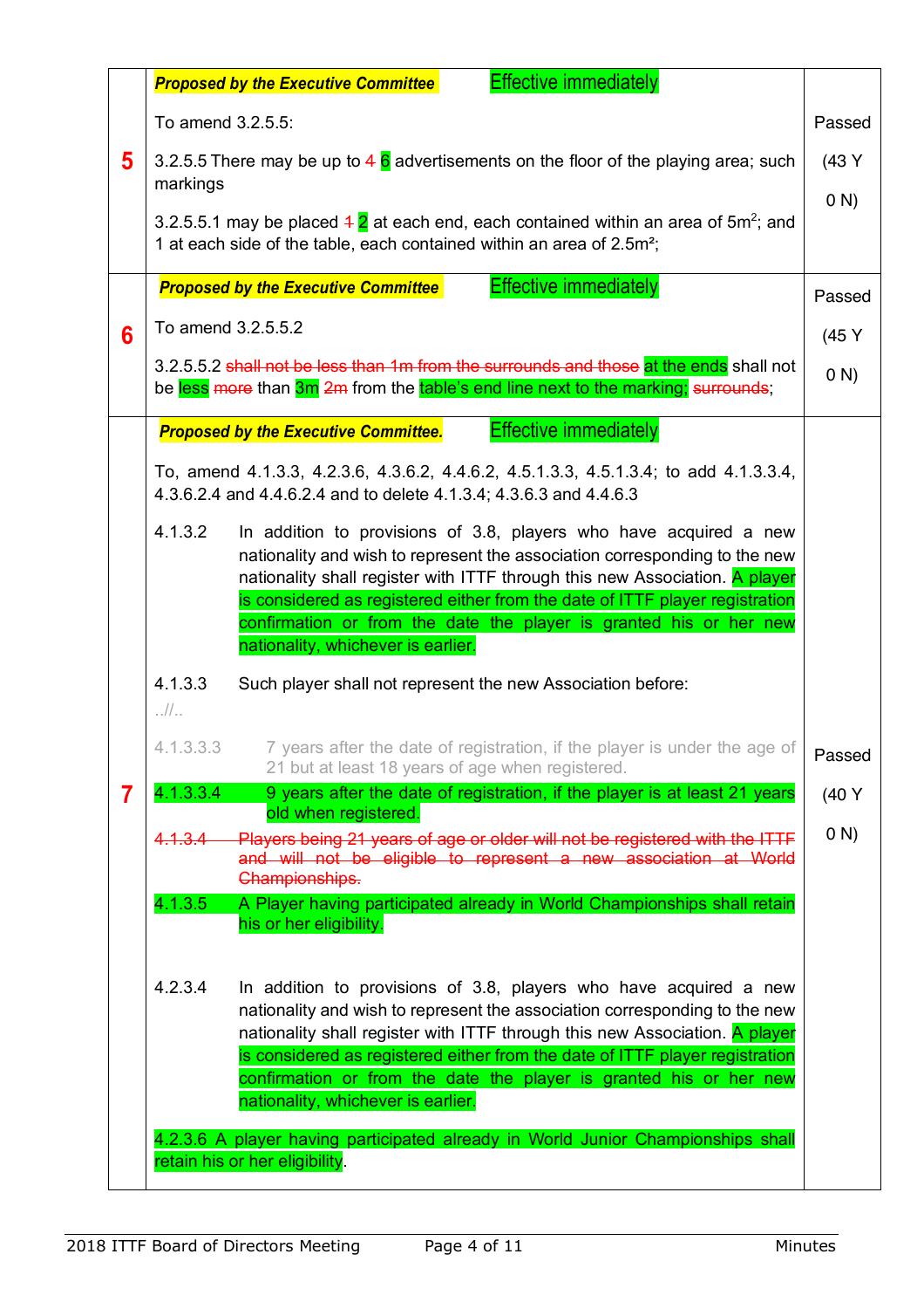| | | |
|---|---|---|
| **5** | ***Proposed by the Executive Committee*** Effective immediately<br><br>To amend 3.2.5.5:<br><br>3.2.5.5 There may be up to ~~4~~ 6 advertisements on the floor of the playing area; such markings<br><br>3.2.5.5.1 may be placed ~~1~~ 2 at each end, each contained within an area of 5m²; and 1 at each side of the table, each contained within an area of 2.5m²; | Passed<br><br>(43 Y<br><br>0 N) |
| **6** | ***Proposed by the Executive Committee*** Effective immediately<br><br>To amend 3.2.5.5.2<br><br>3.2.5.5.2 ~~shall not be less than 1m from the surrounds and those~~ at the ends shall not be less ~~more~~ than 3m ~~2m~~ from the table's end line next to the marking; ~~surrounds~~; | Passed<br><br>(45 Y<br><br>0 N) |
| **7** | ***Proposed by the Executive Committee.*** Effective immediately<br><br>To, amend 4.1.3.3, 4.2.3.6, 4.3.6.2, 4.4.6.2, 4.5.1.3.3, 4.5.1.3.4; to add 4.1.3.3.4, 4.3.6.2.4 and 4.4.6.2.4 and to delete 4.1.3.4; 4.3.6.3 and 4.4.6.3<br><br>4.1.3.2 In addition to provisions of 3.8, players who have acquired a new nationality and wish to represent the association corresponding to the new nationality shall register with ITTF through this new Association. A player is considered as registered either from the date of ITTF player registration confirmation or from the date the player is granted his or her new nationality, whichever is earlier.<br><br>4.1.3.3 Such player shall not represent the new Association before:<br><br>..//..<br><br>4.1.3.3.3 7 years after the date of registration, if the player is under the age of 21 but at least 18 years of age when registered.<br><br>4.1.3.3.4 9 years after the date of registration, if the player is at least 21 years old when registered.<br><br>~~4.1.3.4 Players being 21 years of age or older will not be registered with the ITTF and will not be eligible to represent a new association at World Championships.~~<br><br>4.1.3.5 A Player having participated already in World Championships shall retain his or her eligibility.<br><br>4.2.3.4 In addition to provisions of 3.8, players who have acquired a new nationality and wish to represent the association corresponding to the new nationality shall register with ITTF through this new Association. A player is considered as registered either from the date of ITTF player registration confirmation or from the date the player is granted his or her new nationality, whichever is earlier.<br><br>4.2.3.6 A player having participated already in World Junior Championships shall retain his or her eligibility. | Passed<br><br>(40 Y<br><br>0 N) |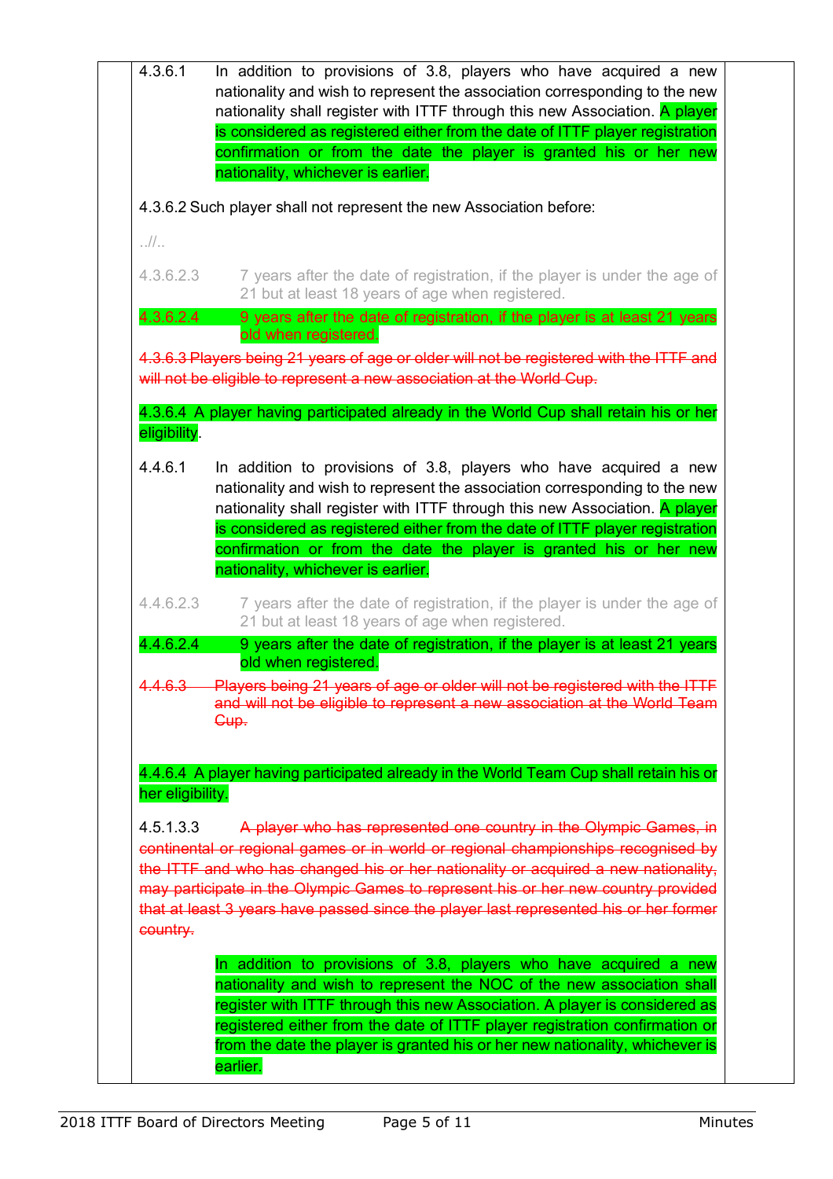4.3.6.1 In addition to provisions of 3.8, players who have acquired a new nationality and wish to represent the association corresponding to the new nationality shall register with ITTF through this new Association. A player is considered as registered either from the date of ITTF player registration confirmation or from the date the player is granted his or her new nationality, whichever is earlier.

4.3.6.2 Such player shall not represent the new Association before:

..//..

4.3.6.2.3 7 years after the date of registration, if the player is under the age of 21 but at least 18 years of age when registered.

4.3.6.2.4 9 years after the date of registration, if the player is at least 21 years old when registered.

~~4.3.6.3 Players being 21 years of age or older will not be registered with the ITTF and will not be eligible to represent a new association at the World Cup.~~

4.3.6.4 A player having participated already in the World Cup shall retain his or her eligibility.

4.4.6.1 In addition to provisions of 3.8, players who have acquired a new nationality and wish to represent the association corresponding to the new nationality shall register with ITTF through this new Association. A player is considered as registered either from the date of ITTF player registration confirmation or from the date the player is granted his or her new nationality, whichever is earlier.

4.4.6.2.3 7 years after the date of registration, if the player is under the age of 21 but at least 18 years of age when registered.

4.4.6.2.4 9 years after the date of registration, if the player is at least 21 years old when registered.

~~4.4.6.3 Players being 21 years of age or older will not be registered with the ITTF and will not be eligible to represent a new association at the World Team Cup.~~

4.4.6.4 A player having participated already in the World Team Cup shall retain his or her eligibility.

4.5.1.3.3 ~~A player who has represented one country in the Olympic Games, in continental or regional games or in world or regional championships recognised by the ITTF and who has changed his or her nationality or acquired a new nationality, may participate in the Olympic Games to represent his or her new country provided that at least 3 years have passed since the player last represented his or her former country.~~

In addition to provisions of 3.8, players who have acquired a new nationality and wish to represent the NOC of the new association shall register with ITTF through this new Association. A player is considered as registered either from the date of ITTF player registration confirmation or from the date the player is granted his or her new nationality, whichever is earlier.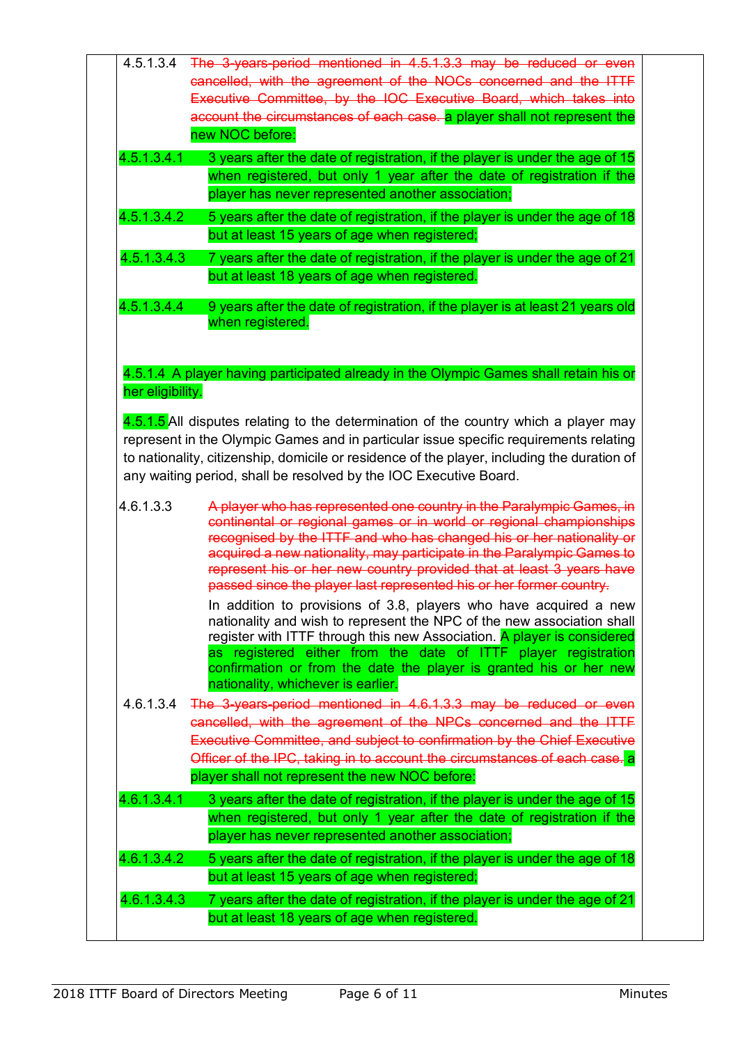4.5.1.3.4 ~~The 3-years-period mentioned in 4.5.1.3.3 may be reduced or even cancelled, with the agreement of the NOCs concerned and the ITTF Executive Committee, by the IOC Executive Board, which takes into account the circumstances of each case.~~ a player shall not represent the new NOC before:

4.5.1.3.4.1 3 years after the date of registration, if the player is under the age of 15 when registered, but only 1 year after the date of registration if the player has never represented another association;

4.5.1.3.4.2 5 years after the date of registration, if the player is under the age of 18 but at least 15 years of age when registered;

4.5.1.3.4.3 7 years after the date of registration, if the player is under the age of 21 but at least 18 years of age when registered.

4.5.1.3.4.4 9 years after the date of registration, if the player is at least 21 years old when registered.

4.5.1.4 A player having participated already in the Olympic Games shall retain his or her eligibility.

4.5.1.5 All disputes relating to the determination of the country which a player may represent in the Olympic Games and in particular issue specific requirements relating to nationality, citizenship, domicile or residence of the player, including the duration of any waiting period, shall be resolved by the IOC Executive Board.

4.6.1.3.3 ~~A player who has represented one country in the Paralympic Games, in continental or regional games or in world or regional championships recognised by the ITTF and who has changed his or her nationality or acquired a new nationality, may participate in the Paralympic Games to represent his or her new country provided that at least 3 years have passed since the player last represented his or her former country.~~

In addition to provisions of 3.8, players who have acquired a new nationality and wish to represent the NPC of the new association shall register with ITTF through this new Association. A player is considered as registered either from the date of ITTF player registration confirmation or from the date the player is granted his or her new nationality, whichever is earlier.

4.6.1.3.4 ~~The 3-years-period mentioned in 4.6.1.3.3 may be reduced or even cancelled, with the agreement of the NPCs concerned and the ITTF Executive Committee, and subject to confirmation by the Chief Executive Officer of the IPC, taking in to account the circumstances of each case.~~ a player shall not represent the new NOC before:

4.6.1.3.4.1 3 years after the date of registration, if the player is under the age of 15 when registered, but only 1 year after the date of registration if the player has never represented another association;

4.6.1.3.4.2 5 years after the date of registration, if the player is under the age of 18 but at least 15 years of age when registered;

4.6.1.3.4.3 7 years after the date of registration, if the player is under the age of 21 but at least 18 years of age when registered.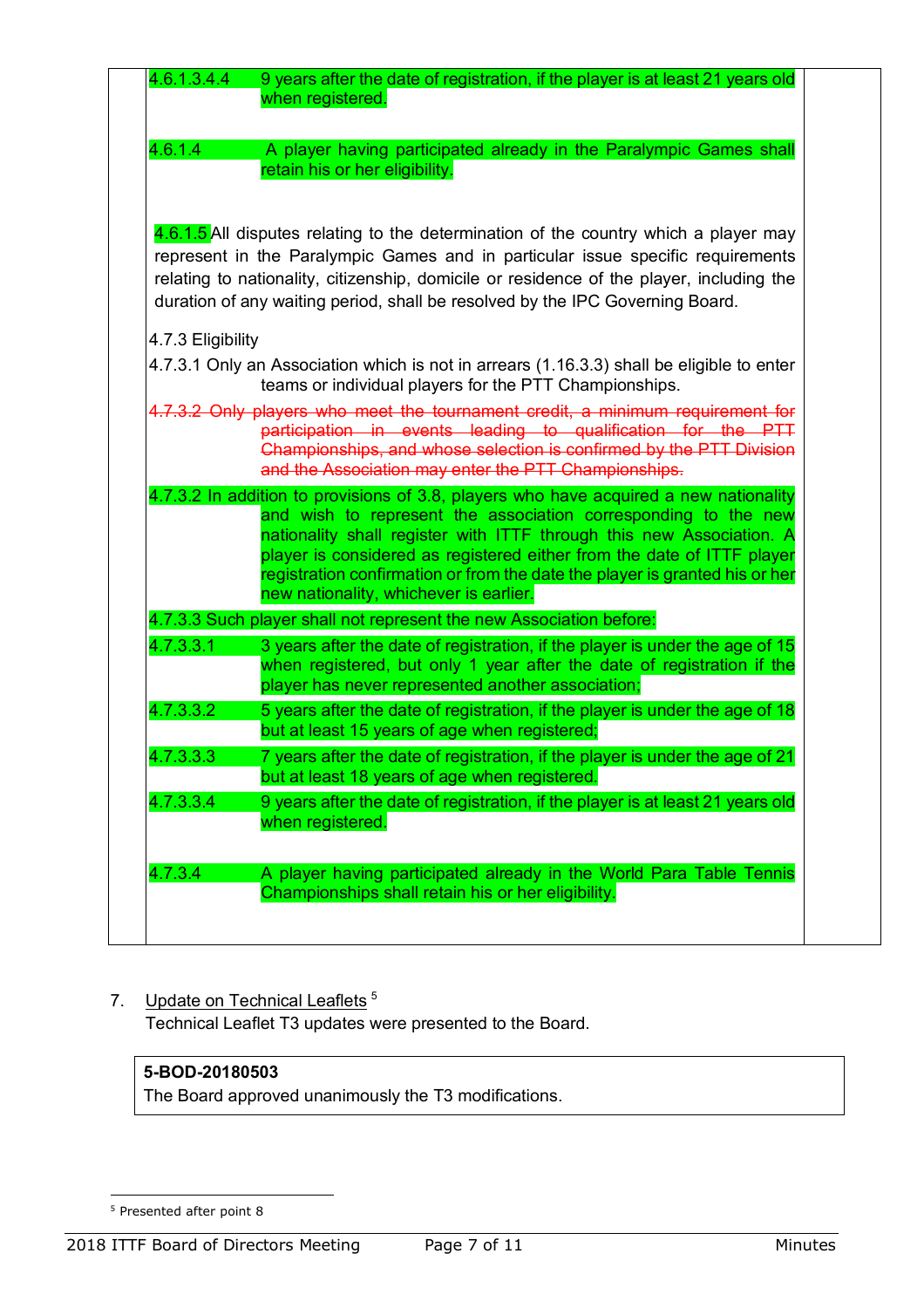4.6.1.3.4.4 9 years after the date of registration, if the player is at least 21 years old when registered.

4.6.1.4 A player having participated already in the Paralympic Games shall retain his or her eligibility.

4.6.1.5 All disputes relating to the determination of the country which a player may represent in the Paralympic Games and in particular issue specific requirements relating to nationality, citizenship, domicile or residence of the player, including the duration of any waiting period, shall be resolved by the IPC Governing Board.

4.7.3 Eligibility

4.7.3.1 Only an Association which is not in arrears (1.16.3.3) shall be eligible to enter teams or individual players for the PTT Championships.

~~4.7.3.2 Only players who meet the tournament credit, a minimum requirement for participation in events leading to qualification for the PTT Championships, and whose selection is confirmed by the PTT Division and the Association may enter the PTT Championships.~~

4.7.3.2 In addition to provisions of 3.8, players who have acquired a new nationality and wish to represent the association corresponding to the new nationality shall register with ITTF through this new Association. A player is considered as registered either from the date of ITTF player registration confirmation or from the date the player is granted his or her new nationality, whichever is earlier.

4.7.3.3 Such player shall not represent the new Association before:

4.7.3.3.1 3 years after the date of registration, if the player is under the age of 15 when registered, but only 1 year after the date of registration if the player has never represented another association;

4.7.3.3.2 5 years after the date of registration, if the player is under the age of 18 but at least 15 years of age when registered;

4.7.3.3.3 7 years after the date of registration, if the player is under the age of 21 but at least 18 years of age when registered.

4.7.3.3.4 9 years after the date of registration, if the player is at least 21 years old when registered.

4.7.3.4 A player having participated already in the World Para Table Tennis Championships shall retain his or her eligibility.

7. Update on Technical Leaflets [5]

Technical Leaflet T3 updates were presented to the Board.

**5-BOD-20180503**

The Board approved unanimously the T3 modifications.

[5] Presented after point 8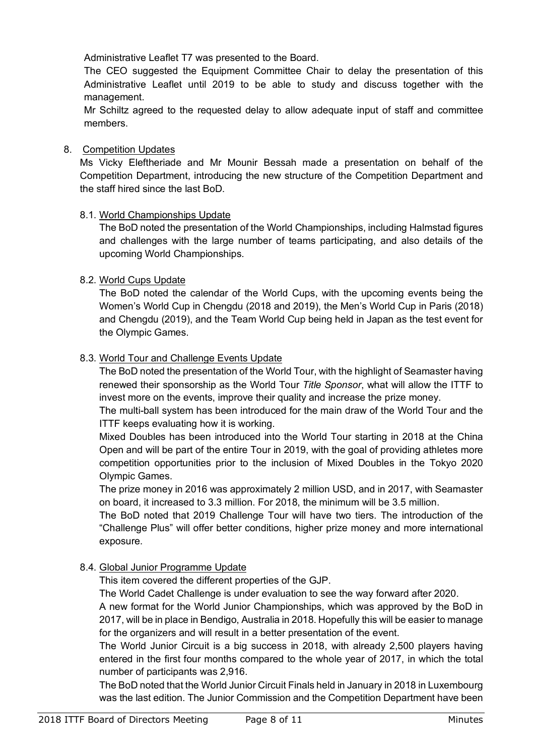Administrative Leaflet T7 was presented to the Board.

The CEO suggested the Equipment Committee Chair to delay the presentation of this Administrative Leaflet until 2019 to be able to study and discuss together with the management.

Mr Schiltz agreed to the requested delay to allow adequate input of staff and committee members.

8. <u>Competition Updates</u>

Ms Vicky Eleftheriade and Mr Mounir Bessah made a presentation on behalf of the Competition Department, introducing the new structure of the Competition Department and the staff hired since the last BoD.

8.1. <u>World Championships Update</u>

The BoD noted the presentation of the World Championships, including Halmstad figures and challenges with the large number of teams participating, and also details of the upcoming World Championships.

8.2. <u>World Cups Update</u>

The BoD noted the calendar of the World Cups, with the upcoming events being the Women's World Cup in Chengdu (2018 and 2019), the Men's World Cup in Paris (2018) and Chengdu (2019), and the Team World Cup being held in Japan as the test event for the Olympic Games.

8.3. <u>World Tour and Challenge Events Update</u>

The BoD noted the presentation of the World Tour, with the highlight of Seamaster having renewed their sponsorship as the World Tour *Title Sponsor*, what will allow the ITTF to invest more on the events, improve their quality and increase the prize money.

The multi-ball system has been introduced for the main draw of the World Tour and the ITTF keeps evaluating how it is working.

Mixed Doubles has been introduced into the World Tour starting in 2018 at the China Open and will be part of the entire Tour in 2019, with the goal of providing athletes more competition opportunities prior to the inclusion of Mixed Doubles in the Tokyo 2020 Olympic Games.

The prize money in 2016 was approximately 2 million USD, and in 2017, with Seamaster on board, it increased to 3.3 million. For 2018, the minimum will be 3.5 million.

The BoD noted that 2019 Challenge Tour will have two tiers. The introduction of the "Challenge Plus" will offer better conditions, higher prize money and more international exposure.

8.4. <u>Global Junior Programme Update</u>

This item covered the different properties of the GJP.

The World Cadet Challenge is under evaluation to see the way forward after 2020.

A new format for the World Junior Championships, which was approved by the BoD in 2017, will be in place in Bendigo, Australia in 2018. Hopefully this will be easier to manage for the organizers and will result in a better presentation of the event.

The World Junior Circuit is a big success in 2018, with already 2,500 players having entered in the first four months compared to the whole year of 2017, in which the total number of participants was 2,916.

The BoD noted that the World Junior Circuit Finals held in January in 2018 in Luxembourg was the last edition. The Junior Commission and the Competition Department have been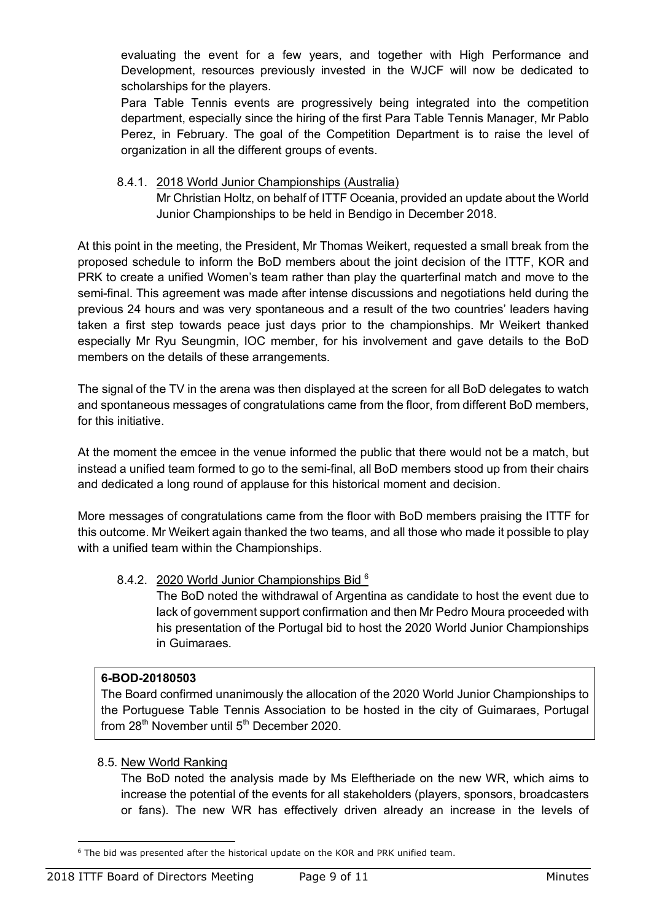evaluating the event for a few years, and together with High Performance and Development, resources previously invested in the WJCF will now be dedicated to scholarships for the players.

Para Table Tennis events are progressively being integrated into the competition department, especially since the hiring of the first Para Table Tennis Manager, Mr Pablo Perez, in February. The goal of the Competition Department is to raise the level of organization in all the different groups of events.

8.4.1. 2018 World Junior Championships (Australia)

Mr Christian Holtz, on behalf of ITTF Oceania, provided an update about the World Junior Championships to be held in Bendigo in December 2018.

At this point in the meeting, the President, Mr Thomas Weikert, requested a small break from the proposed schedule to inform the BoD members about the joint decision of the ITTF, KOR and PRK to create a unified Women's team rather than play the quarterfinal match and move to the semi-final. This agreement was made after intense discussions and negotiations held during the previous 24 hours and was very spontaneous and a result of the two countries' leaders having taken a first step towards peace just days prior to the championships. Mr Weikert thanked especially Mr Ryu Seungmin, IOC member, for his involvement and gave details to the BoD members on the details of these arrangements.

The signal of the TV in the arena was then displayed at the screen for all BoD delegates to watch and spontaneous messages of congratulations came from the floor, from different BoD members, for this initiative.

At the moment the emcee in the venue informed the public that there would not be a match, but instead a unified team formed to go to the semi-final, all BoD members stood up from their chairs and dedicated a long round of applause for this historical moment and decision.

More messages of congratulations came from the floor with BoD members praising the ITTF for this outcome. Mr Weikert again thanked the two teams, and all those who made it possible to play with a unified team within the Championships.

8.4.2. 2020 World Junior Championships Bid [6]

The BoD noted the withdrawal of Argentina as candidate to host the event due to lack of government support confirmation and then Mr Pedro Moura proceeded with his presentation of the Portugal bid to host the 2020 World Junior Championships in Guimaraes.

**6-BOD-20180503**

The Board confirmed unanimously the allocation of the 2020 World Junior Championships to the Portuguese Table Tennis Association to be hosted in the city of Guimaraes, Portugal from 28th November until 5th December 2020.

8.5. New World Ranking

The BoD noted the analysis made by Ms Eleftheriade on the new WR, which aims to increase the potential of the events for all stakeholders (players, sponsors, broadcasters or fans). The new WR has effectively driven already an increase in the levels of

[6] The bid was presented after the historical update on the KOR and PRK unified team.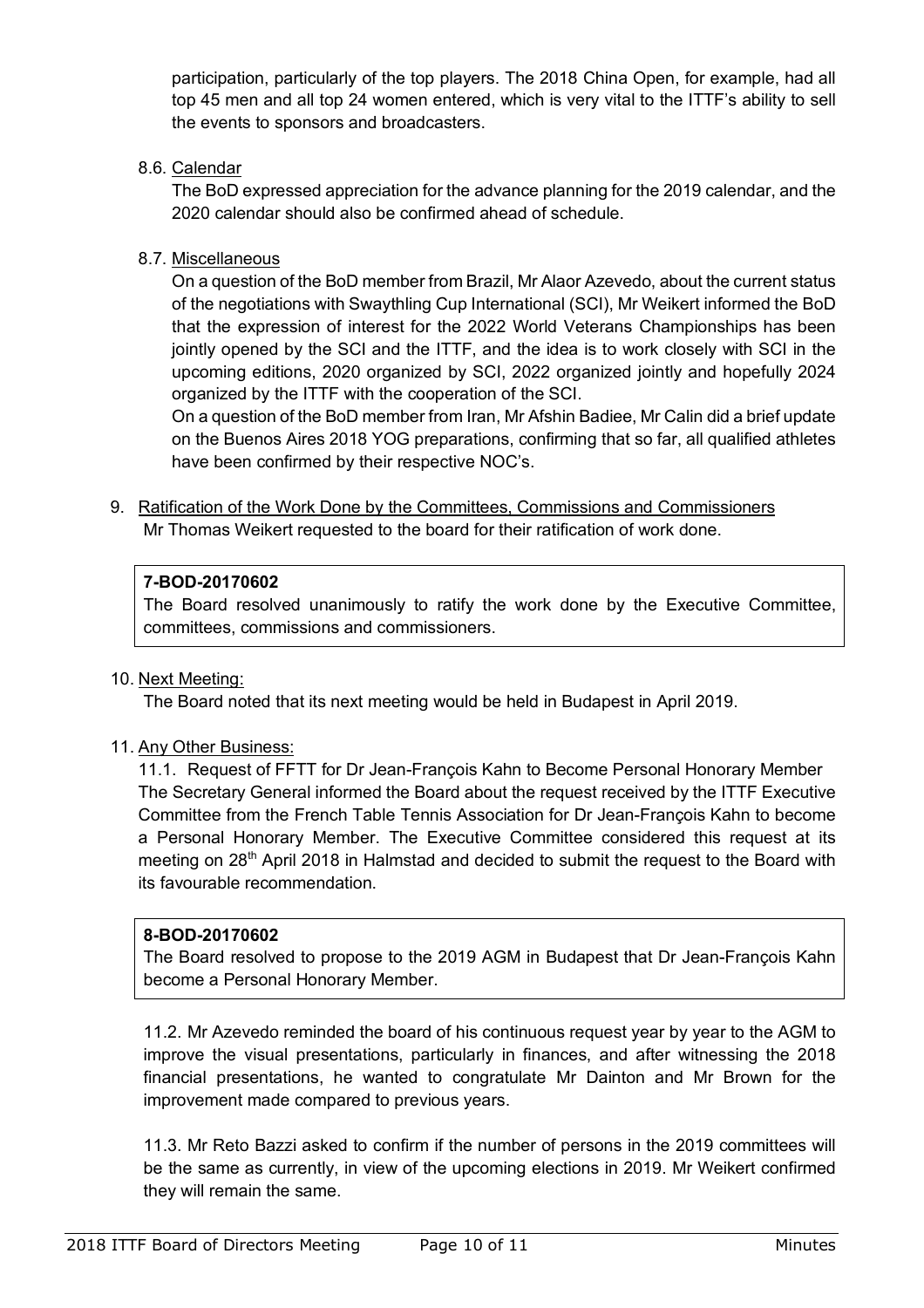participation, particularly of the top players. The 2018 China Open, for example, had all top 45 men and all top 24 women entered, which is very vital to the ITTF's ability to sell the events to sponsors and broadcasters.

8.6. Calendar

The BoD expressed appreciation for the advance planning for the 2019 calendar, and the 2020 calendar should also be confirmed ahead of schedule.

8.7. Miscellaneous

On a question of the BoD member from Brazil, Mr Alaor Azevedo, about the current status of the negotiations with Swaythling Cup International (SCI), Mr Weikert informed the BoD that the expression of interest for the 2022 World Veterans Championships has been jointly opened by the SCI and the ITTF, and the idea is to work closely with SCI in the upcoming editions, 2020 organized by SCI, 2022 organized jointly and hopefully 2024 organized by the ITTF with the cooperation of the SCI.

On a question of the BoD member from Iran, Mr Afshin Badiee, Mr Calin did a brief update on the Buenos Aires 2018 YOG preparations, confirming that so far, all qualified athletes have been confirmed by their respective NOC's.

9. Ratification of the Work Done by the Committees, Commissions and Commissioners

Mr Thomas Weikert requested to the board for their ratification of work done.

**7-BOD-20170602**

The Board resolved unanimously to ratify the work done by the Executive Committee, committees, commissions and commissioners.

10. Next Meeting:

The Board noted that its next meeting would be held in Budapest in April 2019.

11. Any Other Business:

11.1. Request of FFTT for Dr Jean-François Kahn to Become Personal Honorary Member

The Secretary General informed the Board about the request received by the ITTF Executive Committee from the French Table Tennis Association for Dr Jean-François Kahn to become a Personal Honorary Member. The Executive Committee considered this request at its meeting on 28th April 2018 in Halmstad and decided to submit the request to the Board with its favourable recommendation.

**8-BOD-20170602**

The Board resolved to propose to the 2019 AGM in Budapest that Dr Jean-François Kahn become a Personal Honorary Member.

11.2. Mr Azevedo reminded the board of his continuous request year by year to the AGM to improve the visual presentations, particularly in finances, and after witnessing the 2018 financial presentations, he wanted to congratulate Mr Dainton and Mr Brown for the improvement made compared to previous years.

11.3. Mr Reto Bazzi asked to confirm if the number of persons in the 2019 committees will be the same as currently, in view of the upcoming elections in 2019. Mr Weikert confirmed they will remain the same.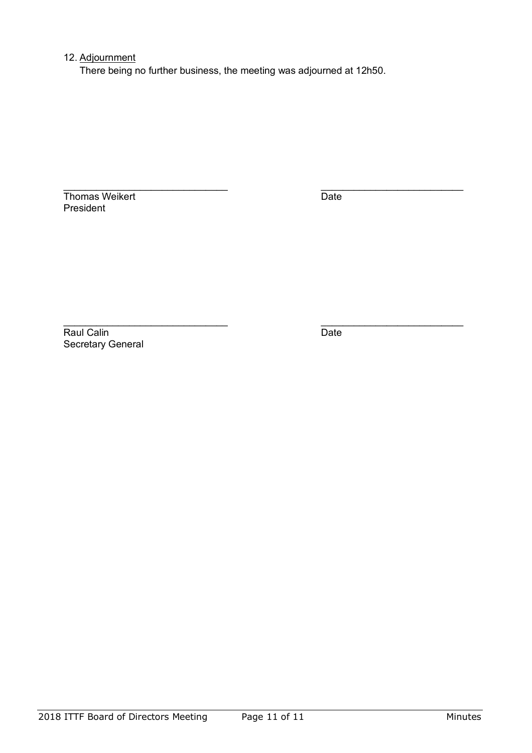12. Adjournment

There being no further business, the meeting was adjourned at 12h50.

\_\_\_\_\_\_\_\_\_\_\_\_\_\_\_\_\_\_\_\_\_\_\_\_\_\_\_\_\_\_ \_\_\_\_\_\_\_\_\_\_\_\_\_\_\_\_\_\_\_\_\_\_\_\_\_\_

Thomas Weikert Date

President

\_\_\_\_\_\_\_\_\_\_\_\_\_\_\_\_\_\_\_\_\_\_\_\_\_\_\_\_\_\_ \_\_\_\_\_\_\_\_\_\_\_\_\_\_\_\_\_\_\_\_\_\_\_\_\_\_

Raul Calin Date

Secretary General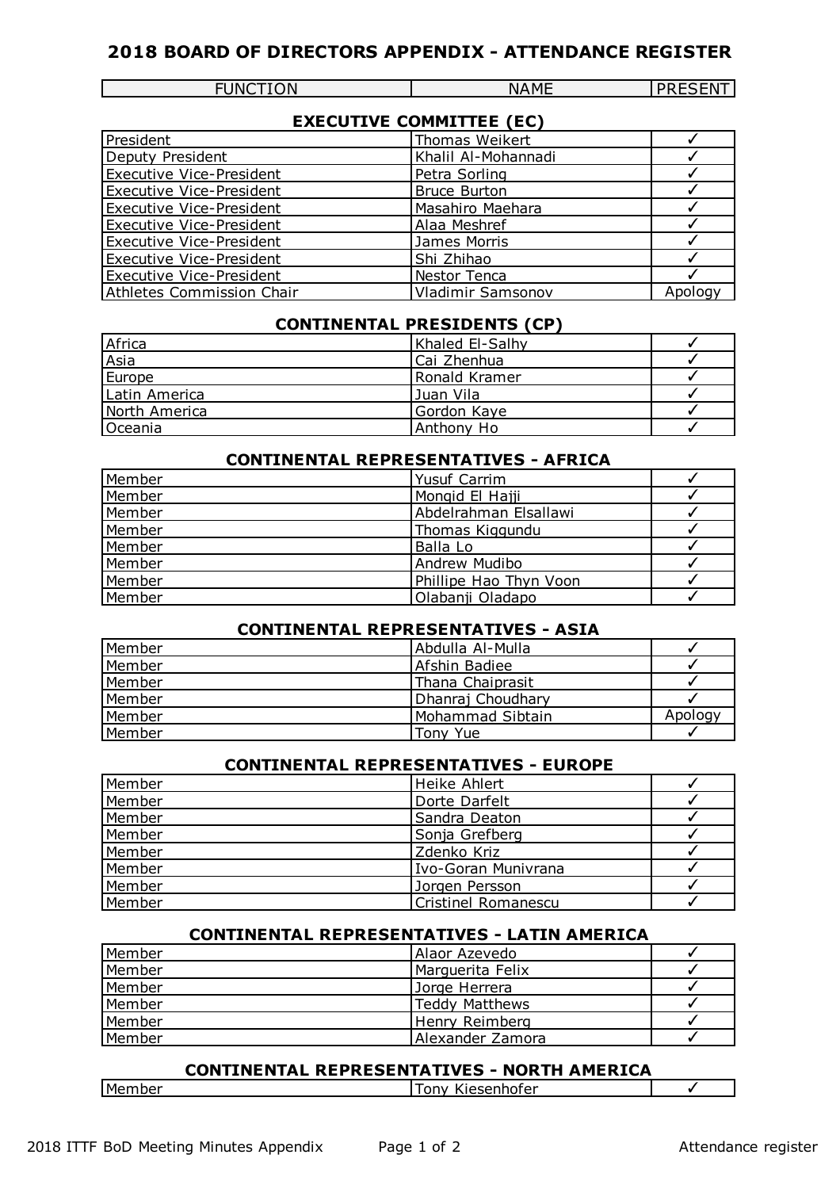# 2018 BOARD OF DIRECTORS APPENDIX - ATTENDANCE REGISTER

| FUNCTION | NAME | PRESENT |
|---|---|---|

## EXECUTIVE COMMITTEE (EC)

| FUNCTION | NAME | PRESENT |
|---|---|---|
| President | Thomas Weikert | ✓ |
| Deputy President | Khalil Al-Mohannadi | ✓ |
| Executive Vice-President | Petra Sorling | ✓ |
| Executive Vice-President | Bruce Burton | ✓ |
| Executive Vice-President | Masahiro Maehara | ✓ |
| Executive Vice-President | Alaa Meshref | ✓ |
| Executive Vice-President | James Morris | ✓ |
| Executive Vice-President | Shi Zhihao | ✓ |
| Executive Vice-President | Nestor Tenca | ✓ |
| Athletes Commission Chair | Vladimir Samsonov | Apology |

## CONTINENTAL PRESIDENTS (CP)

| FUNCTION | NAME | PRESENT |
|---|---|---|
| Africa | Khaled El-Salhy | ✓ |
| Asia | Cai Zhenhua | ✓ |
| Europe | Ronald Kramer | ✓ |
| Latin America | Juan Vila | ✓ |
| North America | Gordon Kaye | ✓ |
| Oceania | Anthony Ho | ✓ |

## CONTINENTAL REPRESENTATIVES - AFRICA

| FUNCTION | NAME | PRESENT |
|---|---|---|
| Member | Yusuf Carrim | ✓ |
| Member | Monqid El Hajji | ✓ |
| Member | Abdelrahman Elsallawi | ✓ |
| Member | Thomas Kiggundu | ✓ |
| Member | Balla Lo | ✓ |
| Member | Andrew Mudibo | ✓ |
| Member | Phillipe Hao Thyn Voon | ✓ |
| Member | Olabanji Oladapo | ✓ |

## CONTINENTAL REPRESENTATIVES - ASIA

| FUNCTION | NAME | PRESENT |
|---|---|---|
| Member | Abdulla Al-Mulla | ✓ |
| Member | Afshin Badiee | ✓ |
| Member | Thana Chaiprasit | ✓ |
| Member | Dhanraj Choudhary | ✓ |
| Member | Mohammad Sibtain | Apology |
| Member | Tony Yue | ✓ |

## CONTINENTAL REPRESENTATIVES - EUROPE

| FUNCTION | NAME | PRESENT |
|---|---|---|
| Member | Heike Ahlert | ✓ |
| Member | Dorte Darfelt | ✓ |
| Member | Sandra Deaton | ✓ |
| Member | Sonja Grefberg | ✓ |
| Member | Zdenko Kriz | ✓ |
| Member | Ivo-Goran Munivrana | ✓ |
| Member | Jorgen Persson | ✓ |
| Member | Cristinel Romanescu | ✓ |

## CONTINENTAL REPRESENTATIVES - LATIN AMERICA

| FUNCTION | NAME | PRESENT |
|---|---|---|
| Member | Alaor Azevedo | ✓ |
| Member | Marguerita Felix | ✓ |
| Member | Jorge Herrera | ✓ |
| Member | Teddy Matthews | ✓ |
| Member | Henry Reimberg | ✓ |
| Member | Alexander Zamora | ✓ |

## CONTINENTAL REPRESENTATIVES - NORTH AMERICA

| FUNCTION | NAME | PRESENT |
|---|---|---|
| Member | Tony Kiesenhofer | ✓ |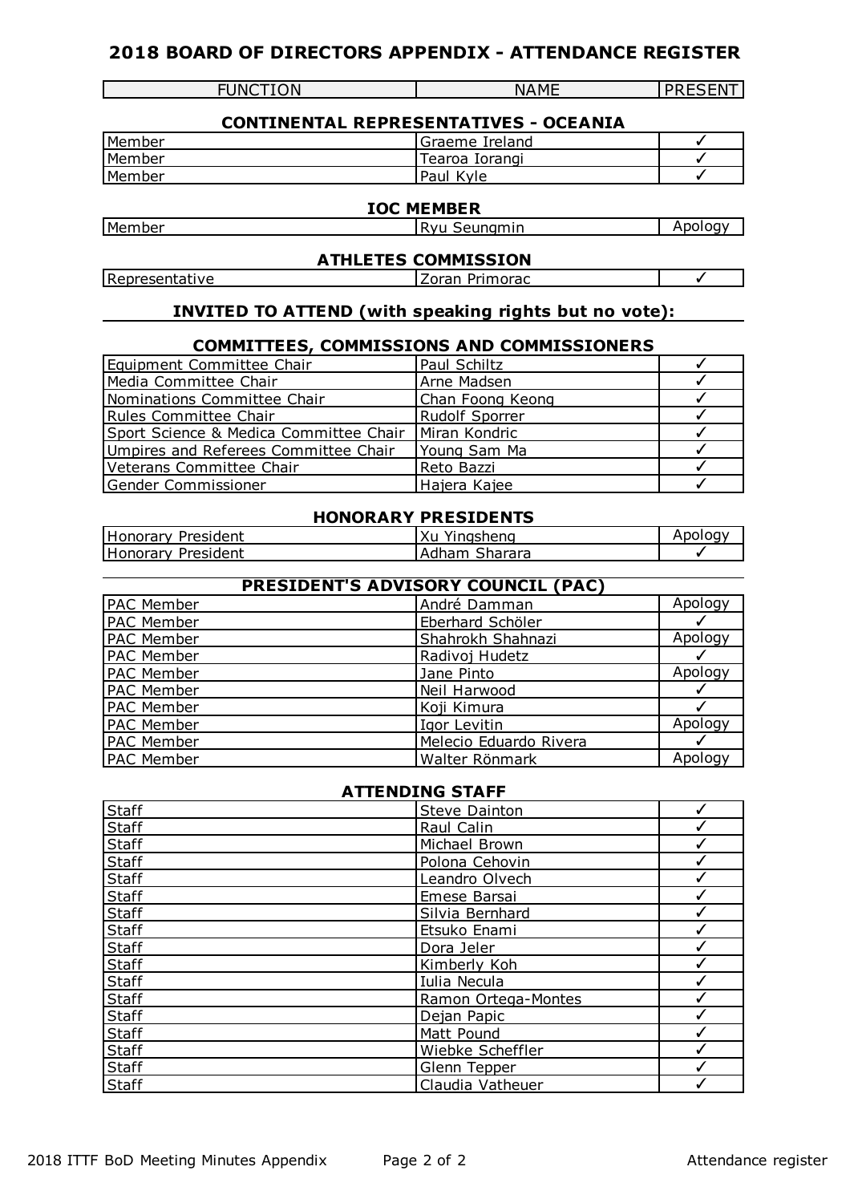# 2018 BOARD OF DIRECTORS APPENDIX - ATTENDANCE REGISTER

| FUNCTION | NAME | PRESENT |
|---|---|---|

### CONTINENTAL REPRESENTATIVES - OCEANIA

| | | |
|---|---|---|
| Member | Graeme Ireland | ✓ |
| Member | Tearoa Iorangi | ✓ |
| Member | Paul Kyle | ✓ |

### IOC MEMBER

| | | |
|---|---|---|
| Member | Ryu Seungmin | Apology |

### ATHLETES COMMISSION

| | | |
|---|---|---|
| Representative | Zoran Primorac | ✓ |

## INVITED TO ATTEND (with speaking rights but no vote):

### COMMITTEES, COMMISSIONS AND COMMISSIONERS

| | | |
|---|---|---|
| Equipment Committee Chair | Paul Schiltz | ✓ |
| Media Committee Chair | Arne Madsen | ✓ |
| Nominations Committee Chair | Chan Foong Keong | ✓ |
| Rules Committee Chair | Rudolf Sporrer | ✓ |
| Sport Science & Medica Committee Chair | Miran Kondric | ✓ |
| Umpires and Referees Committee Chair | Young Sam Ma | ✓ |
| Veterans Committee Chair | Reto Bazzi | ✓ |
| Gender Commissioner | Hajera Kajee | ✓ |

### HONORARY PRESIDENTS

| | | |
|---|---|---|
| Honorary President | Xu Yingsheng | Apology |
| Honorary President | Adham Sharara | ✓ |

### PRESIDENT'S ADVISORY COUNCIL (PAC)

| | | |
|---|---|---|
| PAC Member | André Damman | Apology |
| PAC Member | Eberhard Schöler | ✓ |
| PAC Member | Shahrokh Shahnazi | Apology |
| PAC Member | Radivoj Hudetz | ✓ |
| PAC Member | Jane Pinto | Apology |
| PAC Member | Neil Harwood | ✓ |
| PAC Member | Koji Kimura | ✓ |
| PAC Member | Igor Levitin | Apology |
| PAC Member | Melecio Eduardo Rivera | ✓ |
| PAC Member | Walter Rönmark | Apology |

### ATTENDING STAFF

| | | |
|---|---|---|
| Staff | Steve Dainton | ✓ |
| Staff | Raul Calin | ✓ |
| Staff | Michael Brown | ✓ |
| Staff | Polona Cehovin | ✓ |
| Staff | Leandro Olvech | ✓ |
| Staff | Emese Barsai | ✓ |
| Staff | Silvia Bernhard | ✓ |
| Staff | Etsuko Enami | ✓ |
| Staff | Dora Jeler | ✓ |
| Staff | Kimberly Koh | ✓ |
| Staff | Iulia Necula | ✓ |
| Staff | Ramon Ortega-Montes | ✓ |
| Staff | Dejan Papic | ✓ |
| Staff | Matt Pound | ✓ |
| Staff | Wiebke Scheffler | ✓ |
| Staff | Glenn Tepper | ✓ |
| Staff | Claudia Vatheuer | ✓ |